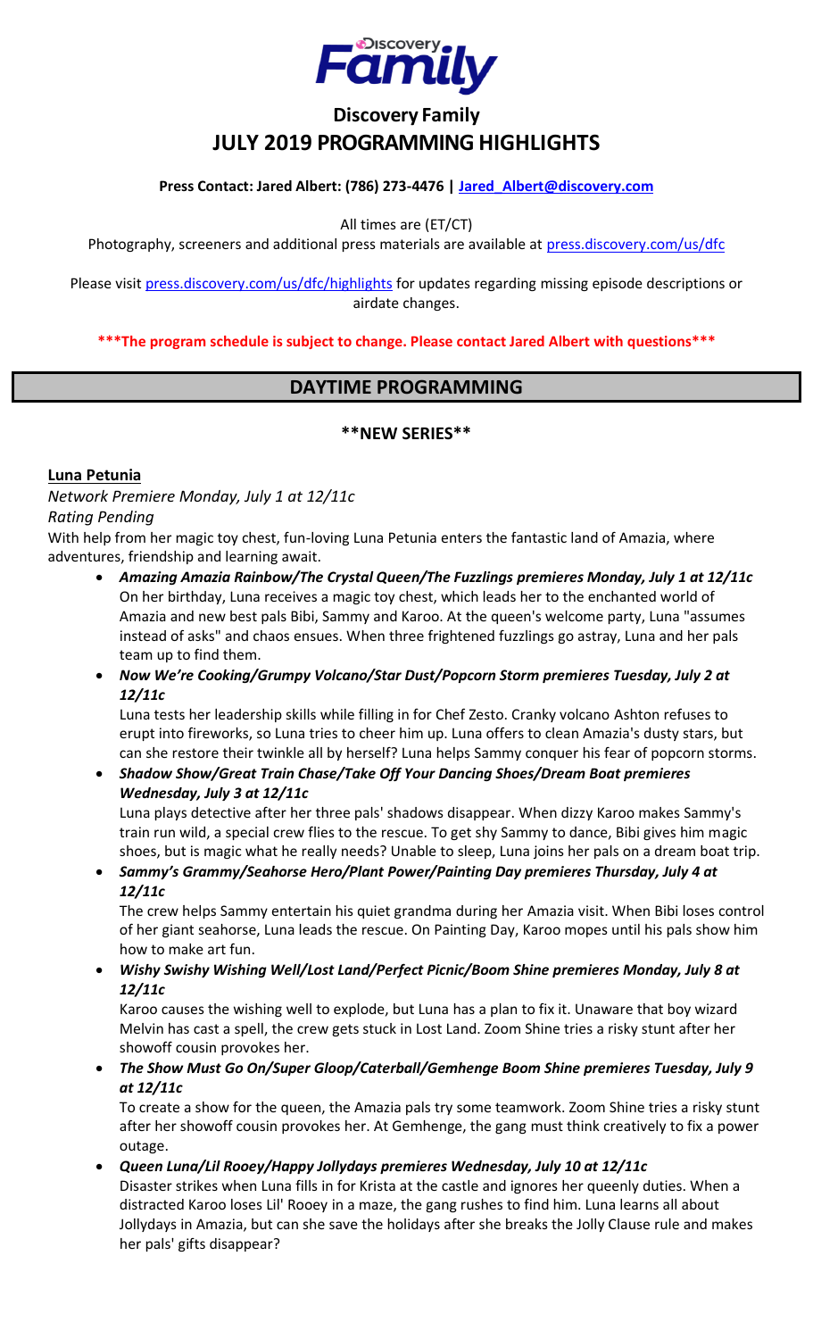# Discovery Family

# JULY 2019 PROGRAMMING HIGHLIGHTS

**Press Contact: Jared Albert: (786) 273-4476 | Jared_Albert@discovery.com**

All times are (ET/CT)

Photography, screeners and additional press materials are available at press.discovery.com/us/dfc

Please visit press.discovery.com/us/dfc/highlights for updates regarding missing episode descriptions or airdate changes.

**\*\*\*The program schedule is subject to change. Please contact Jared Albert with questions\*\*\***

## DAYTIME PROGRAMMING

### \*\*NEW SERIES\*\*

**Luna Petunia**

*Network Premiere Monday, July 1 at 12/11c*

*Rating Pending*

With help from her magic toy chest, fun-loving Luna Petunia enters the fantastic land of Amazia, where adventures, friendship and learning await.

- ***Amazing Amazia Rainbow/The Crystal Queen/The Fuzzlings premieres Monday, July 1 at 12/11c***
  On her birthday, Luna receives a magic toy chest, which leads her to the enchanted world of Amazia and new best pals Bibi, Sammy and Karoo. At the queen's welcome party, Luna "assumes instead of asks" and chaos ensues. When three frightened fuzzlings go astray, Luna and her pals team up to find them.
- ***Now We're Cooking/Grumpy Volcano/Star Dust/Popcorn Storm premieres Tuesday, July 2 at 12/11c***
  Luna tests her leadership skills while filling in for Chef Zesto. Cranky volcano Ashton refuses to erupt into fireworks, so Luna tries to cheer him up. Luna offers to clean Amazia's dusty stars, but can she restore their twinkle all by herself? Luna helps Sammy conquer his fear of popcorn storms.
- ***Shadow Show/Great Train Chase/Take Off Your Dancing Shoes/Dream Boat premieres Wednesday, July 3 at 12/11c***
  Luna plays detective after her three pals' shadows disappear. When dizzy Karoo makes Sammy's train run wild, a special crew flies to the rescue. To get shy Sammy to dance, Bibi gives him magic shoes, but is magic what he really needs? Unable to sleep, Luna joins her pals on a dream boat trip.
- ***Sammy's Grammy/Seahorse Hero/Plant Power/Painting Day premieres Thursday, July 4 at 12/11c***
  The crew helps Sammy entertain his quiet grandma during her Amazia visit. When Bibi loses control of her giant seahorse, Luna leads the rescue. On Painting Day, Karoo mopes until his pals show him how to make art fun.
- ***Wishy Swishy Wishing Well/Lost Land/Perfect Picnic/Boom Shine premieres Monday, July 8 at 12/11c***
  Karoo causes the wishing well to explode, but Luna has a plan to fix it. Unaware that boy wizard Melvin has cast a spell, the crew gets stuck in Lost Land. Zoom Shine tries a risky stunt after her showoff cousin provokes her.
- ***The Show Must Go On/Super Gloop/Caterball/Gemhenge Boom Shine premieres Tuesday, July 9 at 12/11c***
  To create a show for the queen, the Amazia pals try some teamwork. Zoom Shine tries a risky stunt after her showoff cousin provokes her. At Gemhenge, the gang must think creatively to fix a power outage.
- ***Queen Luna/Lil Rooey/Happy Jollydays premieres Wednesday, July 10 at 12/11c***
  Disaster strikes when Luna fills in for Krista at the castle and ignores her queenly duties. When a distracted Karoo loses Lil' Rooey in a maze, the gang rushes to find him. Luna learns all about Jollydays in Amazia, but can she save the holidays after she breaks the Jolly Clause rule and makes her pals' gifts disappear?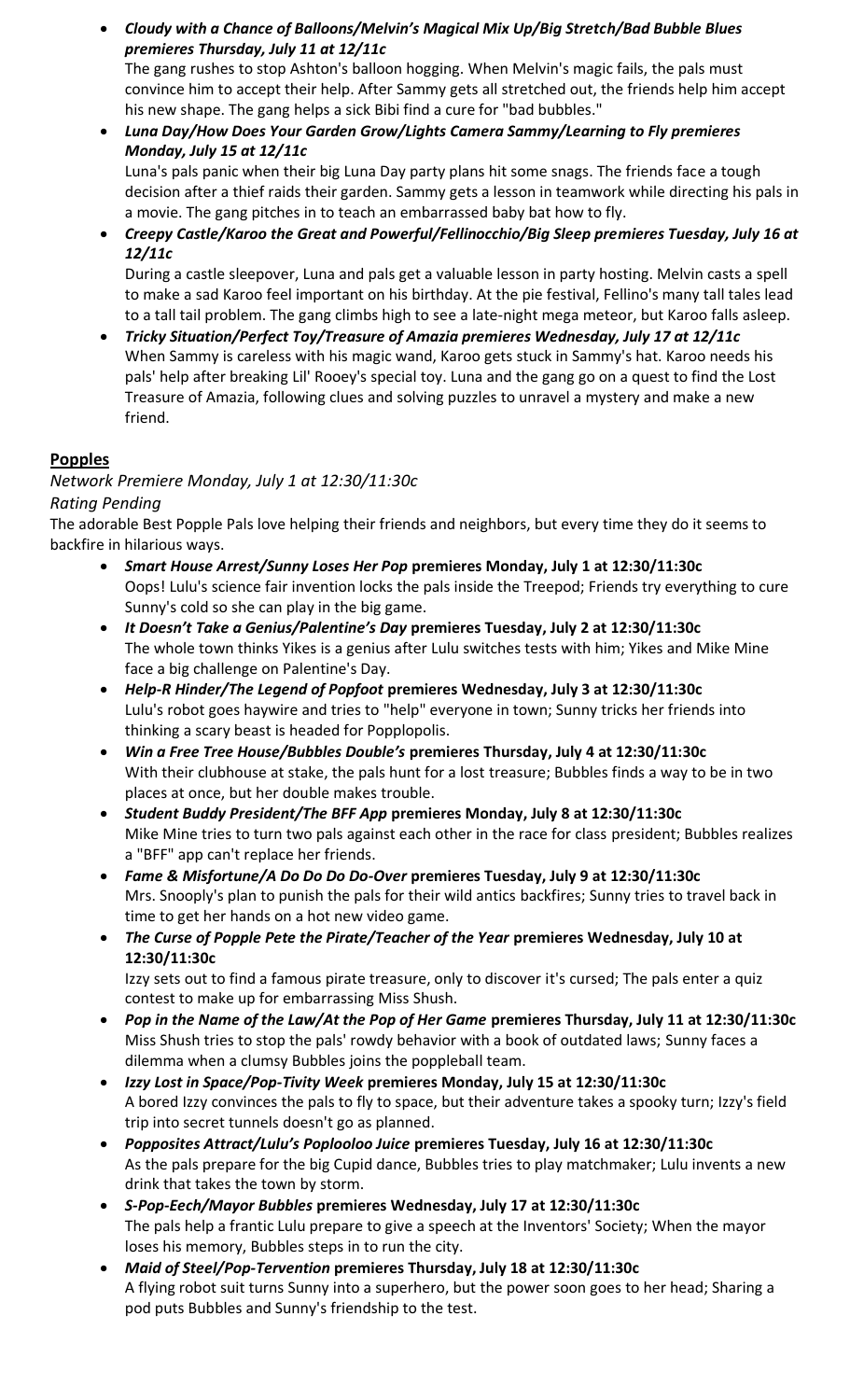- ***Cloudy with a Chance of Balloons/Melvin's Magical Mix Up/Big Stretch/Bad Bubble Blues premieres Thursday, July 11 at 12/11c***
  The gang rushes to stop Ashton's balloon hogging. When Melvin's magic fails, the pals must convince him to accept their help. After Sammy gets all stretched out, the friends help him accept his new shape. The gang helps a sick Bibi find a cure for "bad bubbles."
- ***Luna Day/How Does Your Garden Grow/Lights Camera Sammy/Learning to Fly premieres Monday, July 15 at 12/11c***
  Luna's pals panic when their big Luna Day party plans hit some snags. The friends face a tough decision after a thief raids their garden. Sammy gets a lesson in teamwork while directing his pals in a movie. The gang pitches in to teach an embarrassed baby bat how to fly.
- ***Creepy Castle/Karoo the Great and Powerful/Fellinocchio/Big Sleep premieres Tuesday, July 16 at 12/11c***
  During a castle sleepover, Luna and pals get a valuable lesson in party hosting. Melvin casts a spell to make a sad Karoo feel important on his birthday. At the pie festival, Fellino's many tall tales lead to a tall tail problem. The gang climbs high to see a late-night mega meteor, but Karoo falls asleep.
- ***Tricky Situation/Perfect Toy/Treasure of Amazia premieres Wednesday, July 17 at 12/11c***
  When Sammy is careless with his magic wand, Karoo gets stuck in Sammy's hat. Karoo needs his pals' help after breaking Lil' Rooey's special toy. Luna and the gang go on a quest to find the Lost Treasure of Amazia, following clues and solving puzzles to unravel a mystery and make a new friend.

**Popples**

*Network Premiere Monday, July 1 at 12:30/11:30c*

*Rating Pending*

The adorable Best Popple Pals love helping their friends and neighbors, but every time they do it seems to backfire in hilarious ways.

- ***Smart House Arrest/Sunny Loses Her Pop*** **premieres Monday, July 1 at 12:30/11:30c**
  Oops! Lulu's science fair invention locks the pals inside the Treepod; Friends try everything to cure Sunny's cold so she can play in the big game.
- ***It Doesn't Take a Genius/Palentine's Day*** **premieres Tuesday, July 2 at 12:30/11:30c**
  The whole town thinks Yikes is a genius after Lulu switches tests with him; Yikes and Mike Mine face a big challenge on Palentine's Day.
- ***Help-R Hinder/The Legend of Popfoot*** **premieres Wednesday, July 3 at 12:30/11:30c**
  Lulu's robot goes haywire and tries to "help" everyone in town; Sunny tricks her friends into thinking a scary beast is headed for Popplopolis.
- ***Win a Free Tree House/Bubbles Double's*** **premieres Thursday, July 4 at 12:30/11:30c**
  With their clubhouse at stake, the pals hunt for a lost treasure; Bubbles finds a way to be in two places at once, but her double makes trouble.
- ***Student Buddy President/The BFF App*** **premieres Monday, July 8 at 12:30/11:30c**
  Mike Mine tries to turn two pals against each other in the race for class president; Bubbles realizes a "BFF" app can't replace her friends.
- ***Fame & Misfortune/A Do Do Do Do-Over*** **premieres Tuesday, July 9 at 12:30/11:30c**
  Mrs. Snooply's plan to punish the pals for their wild antics backfires; Sunny tries to travel back in time to get her hands on a hot new video game.
- ***The Curse of Popple Pete the Pirate/Teacher of the Year*** **premieres Wednesday, July 10 at 12:30/11:30c**
  Izzy sets out to find a famous pirate treasure, only to discover it's cursed; The pals enter a quiz contest to make up for embarrassing Miss Shush.
- ***Pop in the Name of the Law/At the Pop of Her Game*** **premieres Thursday, July 11 at 12:30/11:30c**
  Miss Shush tries to stop the pals' rowdy behavior with a book of outdated laws; Sunny faces a dilemma when a clumsy Bubbles joins the poppleball team.
- ***Izzy Lost in Space/Pop-Tivity Week*** **premieres Monday, July 15 at 12:30/11:30c**
  A bored Izzy convinces the pals to fly to space, but their adventure takes a spooky turn; Izzy's field trip into secret tunnels doesn't go as planned.
- ***Popposites Attract/Lulu's Poplooloo Juice*** **premieres Tuesday, July 16 at 12:30/11:30c**
  As the pals prepare for the big Cupid dance, Bubbles tries to play matchmaker; Lulu invents a new drink that takes the town by storm.
- ***S-Pop-Eech/Mayor Bubbles*** **premieres Wednesday, July 17 at 12:30/11:30c**
  The pals help a frantic Lulu prepare to give a speech at the Inventors' Society; When the mayor loses his memory, Bubbles steps in to run the city.
- ***Maid of Steel/Pop-Tervention*** **premieres Thursday, July 18 at 12:30/11:30c**
  A flying robot suit turns Sunny into a superhero, but the power soon goes to her head; Sharing a pod puts Bubbles and Sunny's friendship to the test.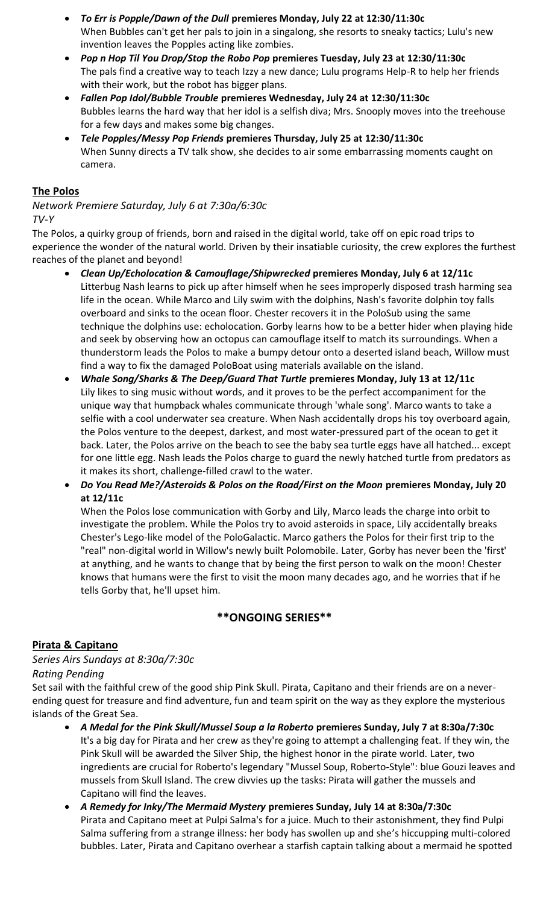- ***To Err is Popple/Dawn of the Dull* premieres Monday, July 22 at 12:30/11:30c**
  When Bubbles can't get her pals to join in a singalong, she resorts to sneaky tactics; Lulu's new invention leaves the Popples acting like zombies.
- ***Pop n Hop Til You Drop/Stop the Robo Pop* premieres Tuesday, July 23 at 12:30/11:30c**
  The pals find a creative way to teach Izzy a new dance; Lulu programs Help-R to help her friends with their work, but the robot has bigger plans.
- ***Fallen Pop Idol/Bubble Trouble* premieres Wednesday, July 24 at 12:30/11:30c**
  Bubbles learns the hard way that her idol is a selfish diva; Mrs. Snooply moves into the treehouse for a few days and makes some big changes.
- ***Tele Popples/Messy Pop Friends* premieres Thursday, July 25 at 12:30/11:30c**
  When Sunny directs a TV talk show, she decides to air some embarrassing moments caught on camera.

## The Polos

*Network Premiere Saturday, July 6 at 7:30a/6:30c*
*TV-Y*

The Polos, a quirky group of friends, born and raised in the digital world, take off on epic road trips to experience the wonder of the natural world. Driven by their insatiable curiosity, the crew explores the furthest reaches of the planet and beyond!

- ***Clean Up/Echolocation & Camouflage/Shipwrecked* premieres Monday, July 6 at 12/11c**
  Litterbug Nash learns to pick up after himself when he sees improperly disposed trash harming sea life in the ocean. While Marco and Lily swim with the dolphins, Nash's favorite dolphin toy falls overboard and sinks to the ocean floor. Chester recovers it in the PoloSub using the same technique the dolphins use: echolocation. Gorby learns how to be a better hider when playing hide and seek by observing how an octopus can camouflage itself to match its surroundings. When a thunderstorm leads the Polos to make a bumpy detour onto a deserted island beach, Willow must find a way to fix the damaged PoloBoat using materials available on the island.
- ***Whale Song/Sharks & The Deep/Guard That Turtle* premieres Monday, July 13 at 12/11c**
  Lily likes to sing music without words, and it proves to be the perfect accompaniment for the unique way that humpback whales communicate through 'whale song'. Marco wants to take a selfie with a cool underwater sea creature. When Nash accidentally drops his toy overboard again, the Polos venture to the deepest, darkest, and most water-pressured part of the ocean to get it back. Later, the Polos arrive on the beach to see the baby sea turtle eggs have all hatched... except for one little egg. Nash leads the Polos charge to guard the newly hatched turtle from predators as it makes its short, challenge-filled crawl to the water.
- ***Do You Read Me?/Asteroids & Polos on the Road/First on the Moon* premieres Monday, July 20 at 12/11c**
  When the Polos lose communication with Gorby and Lily, Marco leads the charge into orbit to investigate the problem. While the Polos try to avoid asteroids in space, Lily accidentally breaks Chester's Lego-like model of the PoloGalactic. Marco gathers the Polos for their first trip to the "real" non-digital world in Willow's newly built Polomobile. Later, Gorby has never been the 'first' at anything, and he wants to change that by being the first person to walk on the moon! Chester knows that humans were the first to visit the moon many decades ago, and he worries that if he tells Gorby that, he'll upset him.

**\*\*ONGOING SERIES\*\***

## Pirata & Capitano

*Series Airs Sundays at 8:30a/7:30c*
*Rating Pending*

Set sail with the faithful crew of the good ship Pink Skull. Pirata, Capitano and their friends are on a never-ending quest for treasure and find adventure, fun and team spirit on the way as they explore the mysterious islands of the Great Sea.

- ***A Medal for the Pink Skull/Mussel Soup a la Roberto* premieres Sunday, July 7 at 8:30a/7:30c**
  It's a big day for Pirata and her crew as they're going to attempt a challenging feat. If they win, the Pink Skull will be awarded the Silver Ship, the highest honor in the pirate world. Later, two ingredients are crucial for Roberto's legendary "Mussel Soup, Roberto-Style": blue Gouzi leaves and mussels from Skull Island. The crew divvies up the tasks: Pirata will gather the mussels and Capitano will find the leaves.
- ***A Remedy for Inky/The Mermaid Mystery* premieres Sunday, July 14 at 8:30a/7:30c**
  Pirata and Capitano meet at Pulpi Salma's for a juice. Much to their astonishment, they find Pulpi Salma suffering from a strange illness: her body has swollen up and she's hiccupping multi-colored bubbles. Later, Pirata and Capitano overhear a starfish captain talking about a mermaid he spotted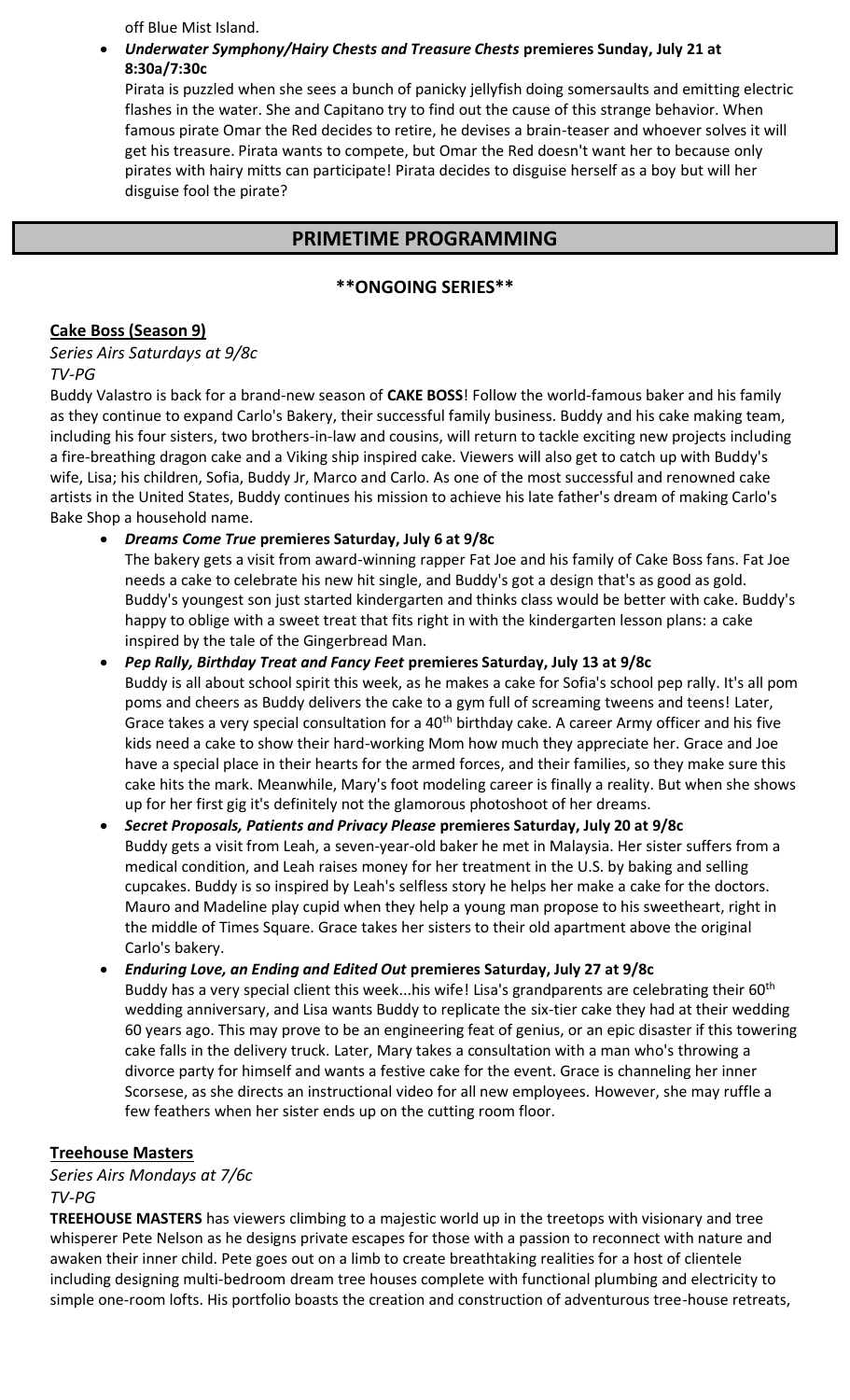off Blue Mist Island.

- ***Underwater Symphony/Hairy Chests and Treasure Chests* premieres Sunday, July 21 at 8:30a/7:30c**

  Pirata is puzzled when she sees a bunch of panicky jellyfish doing somersaults and emitting electric flashes in the water. She and Capitano try to find out the cause of this strange behavior. When famous pirate Omar the Red decides to retire, he devises a brain-teaser and whoever solves it will get his treasure. Pirata wants to compete, but Omar the Red doesn't want her to because only pirates with hairy mitts can participate! Pirata decides to disguise herself as a boy but will her disguise fool the pirate?

## PRIMETIME PROGRAMMING

### **ONGOING SERIES**

**Cake Boss (Season 9)**

*Series Airs Saturdays at 9/8c*
*TV-PG*

Buddy Valastro is back for a brand-new season of **CAKE BOSS**! Follow the world-famous baker and his family as they continue to expand Carlo's Bakery, their successful family business. Buddy and his cake making team, including his four sisters, two brothers-in-law and cousins, will return to tackle exciting new projects including a fire-breathing dragon cake and a Viking ship inspired cake. Viewers will also get to catch up with Buddy's wife, Lisa; his children, Sofia, Buddy Jr, Marco and Carlo. As one of the most successful and renowned cake artists in the United States, Buddy continues his mission to achieve his late father's dream of making Carlo's Bake Shop a household name.

- ***Dreams Come True* premieres Saturday, July 6 at 9/8c**

  The bakery gets a visit from award-winning rapper Fat Joe and his family of Cake Boss fans. Fat Joe needs a cake to celebrate his new hit single, and Buddy's got a design that's as good as gold. Buddy's youngest son just started kindergarten and thinks class would be better with cake. Buddy's happy to oblige with a sweet treat that fits right in with the kindergarten lesson plans: a cake inspired by the tale of the Gingerbread Man.

- ***Pep Rally, Birthday Treat and Fancy Feet* premieres Saturday, July 13 at 9/8c**

  Buddy is all about school spirit this week, as he makes a cake for Sofia's school pep rally. It's all pom poms and cheers as Buddy delivers the cake to a gym full of screaming tweens and teens! Later, Grace takes a very special consultation for a 40th birthday cake. A career Army officer and his five kids need a cake to show their hard-working Mom how much they appreciate her. Grace and Joe have a special place in their hearts for the armed forces, and their families, so they make sure this cake hits the mark. Meanwhile, Mary's foot modeling career is finally a reality. But when she shows up for her first gig it's definitely not the glamorous photoshoot of her dreams.

- ***Secret Proposals, Patients and Privacy Please* premieres Saturday, July 20 at 9/8c**

  Buddy gets a visit from Leah, a seven-year-old baker he met in Malaysia. Her sister suffers from a medical condition, and Leah raises money for her treatment in the U.S. by baking and selling cupcakes. Buddy is so inspired by Leah's selfless story he helps her make a cake for the doctors. Mauro and Madeline play cupid when they help a young man propose to his sweetheart, right in the middle of Times Square. Grace takes her sisters to their old apartment above the original Carlo's bakery.

- ***Enduring Love, an Ending and Edited Out* premieres Saturday, July 27 at 9/8c**

  Buddy has a very special client this week...his wife! Lisa's grandparents are celebrating their 60th wedding anniversary, and Lisa wants Buddy to replicate the six-tier cake they had at their wedding 60 years ago. This may prove to be an engineering feat of genius, or an epic disaster if this towering cake falls in the delivery truck. Later, Mary takes a consultation with a man who's throwing a divorce party for himself and wants a festive cake for the event. Grace is channeling her inner Scorsese, as she directs an instructional video for all new employees. However, she may ruffle a few feathers when her sister ends up on the cutting room floor.

**Treehouse Masters**

*Series Airs Mondays at 7/6c*
*TV-PG*

**TREEHOUSE MASTERS** has viewers climbing to a majestic world up in the treetops with visionary and tree whisperer Pete Nelson as he designs private escapes for those with a passion to reconnect with nature and awaken their inner child. Pete goes out on a limb to create breathtaking realities for a host of clientele including designing multi-bedroom dream tree houses complete with functional plumbing and electricity to simple one-room lofts. His portfolio boasts the creation and construction of adventurous tree-house retreats,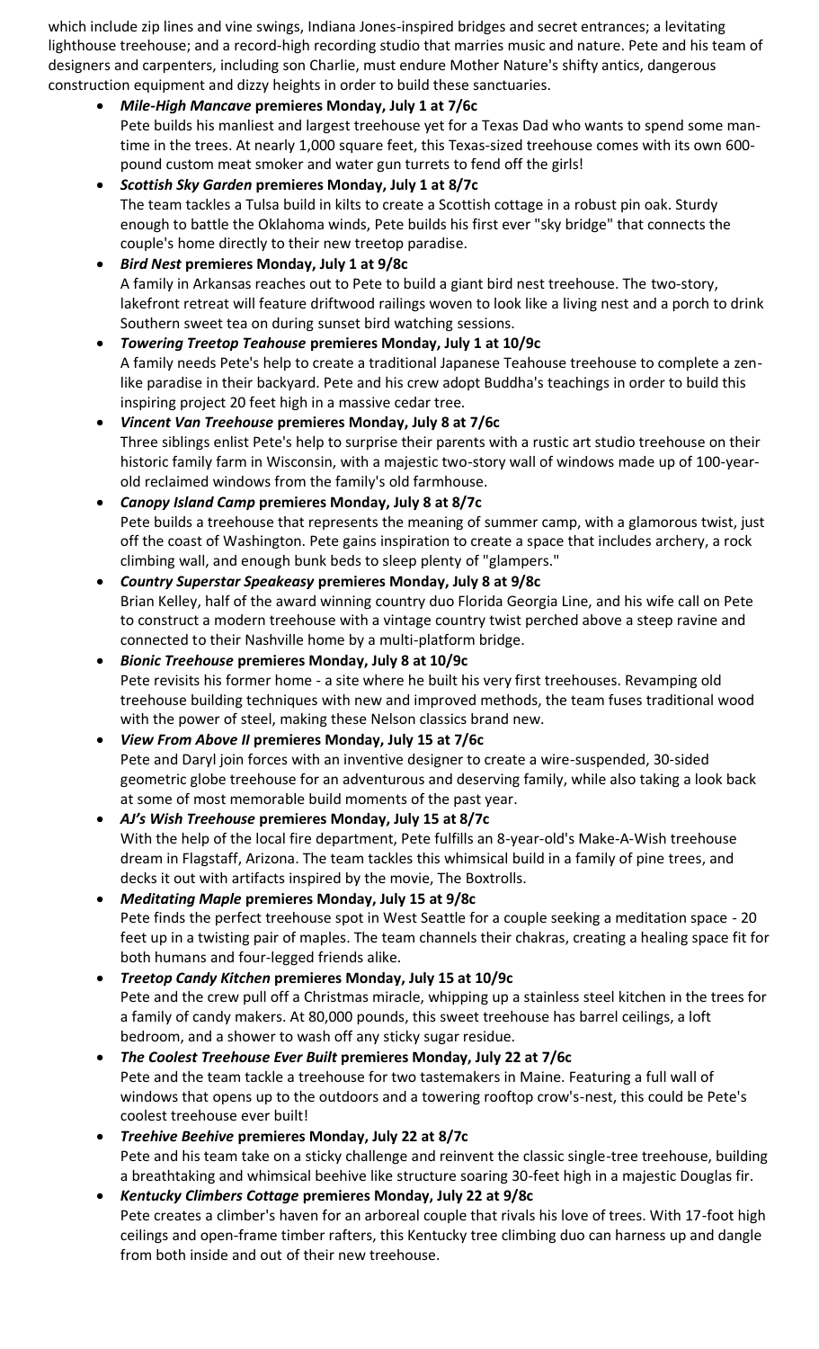which include zip lines and vine swings, Indiana Jones-inspired bridges and secret entrances; a levitating lighthouse treehouse; and a record-high recording studio that marries music and nature. Pete and his team of designers and carpenters, including son Charlie, must endure Mother Nature's shifty antics, dangerous construction equipment and dizzy heights in order to build these sanctuaries.

- ***Mile-High Mancave* premieres Monday, July 1 at 7/6c**
  Pete builds his manliest and largest treehouse yet for a Texas Dad who wants to spend some man-time in the trees. At nearly 1,000 square feet, this Texas-sized treehouse comes with its own 600-pound custom meat smoker and water gun turrets to fend off the girls!
- ***Scottish Sky Garden* premieres Monday, July 1 at 8/7c**
  The team tackles a Tulsa build in kilts to create a Scottish cottage in a robust pin oak. Sturdy enough to battle the Oklahoma winds, Pete builds his first ever "sky bridge" that connects the couple's home directly to their new treetop paradise.
- ***Bird Nest* premieres Monday, July 1 at 9/8c**
  A family in Arkansas reaches out to Pete to build a giant bird nest treehouse. The two-story, lakefront retreat will feature driftwood railings woven to look like a living nest and a porch to drink Southern sweet tea on during sunset bird watching sessions.
- ***Towering Treetop Teahouse* premieres Monday, July 1 at 10/9c**
  A family needs Pete's help to create a traditional Japanese Teahouse treehouse to complete a zen-like paradise in their backyard. Pete and his crew adopt Buddha's teachings in order to build this inspiring project 20 feet high in a massive cedar tree.
- ***Vincent Van Treehouse* premieres Monday, July 8 at 7/6c**
  Three siblings enlist Pete's help to surprise their parents with a rustic art studio treehouse on their historic family farm in Wisconsin, with a majestic two-story wall of windows made up of 100-year-old reclaimed windows from the family's old farmhouse.
- ***Canopy Island Camp* premieres Monday, July 8 at 8/7c**
  Pete builds a treehouse that represents the meaning of summer camp, with a glamorous twist, just off the coast of Washington. Pete gains inspiration to create a space that includes archery, a rock climbing wall, and enough bunk beds to sleep plenty of "glampers."
- ***Country Superstar Speakeasy* premieres Monday, July 8 at 9/8c**
  Brian Kelley, half of the award winning country duo Florida Georgia Line, and his wife call on Pete to construct a modern treehouse with a vintage country twist perched above a steep ravine and connected to their Nashville home by a multi-platform bridge.
- ***Bionic Treehouse* premieres Monday, July 8 at 10/9c**
  Pete revisits his former home - a site where he built his very first treehouses. Revamping old treehouse building techniques with new and improved methods, the team fuses traditional wood with the power of steel, making these Nelson classics brand new.
- ***View From Above II* premieres Monday, July 15 at 7/6c**
  Pete and Daryl join forces with an inventive designer to create a wire-suspended, 30-sided geometric globe treehouse for an adventurous and deserving family, while also taking a look back at some of most memorable build moments of the past year.
- ***AJ's Wish Treehouse* premieres Monday, July 15 at 8/7c**
  With the help of the local fire department, Pete fulfills an 8-year-old's Make-A-Wish treehouse dream in Flagstaff, Arizona. The team tackles this whimsical build in a family of pine trees, and decks it out with artifacts inspired by the movie, The Boxtrolls.
- ***Meditating Maple* premieres Monday, July 15 at 9/8c**
  Pete finds the perfect treehouse spot in West Seattle for a couple seeking a meditation space - 20 feet up in a twisting pair of maples. The team channels their chakras, creating a healing space fit for both humans and four-legged friends alike.
- ***Treetop Candy Kitchen* premieres Monday, July 15 at 10/9c**
  Pete and the crew pull off a Christmas miracle, whipping up a stainless steel kitchen in the trees for a family of candy makers. At 80,000 pounds, this sweet treehouse has barrel ceilings, a loft bedroom, and a shower to wash off any sticky sugar residue.
- ***The Coolest Treehouse Ever Built* premieres Monday, July 22 at 7/6c**
  Pete and the team tackle a treehouse for two tastemakers in Maine. Featuring a full wall of windows that opens up to the outdoors and a towering rooftop crow's-nest, this could be Pete's coolest treehouse ever built!
- ***Treehive Beehive* premieres Monday, July 22 at 8/7c**
  Pete and his team take on a sticky challenge and reinvent the classic single-tree treehouse, building a breathtaking and whimsical beehive like structure soaring 30-feet high in a majestic Douglas fir.
- ***Kentucky Climbers Cottage* premieres Monday, July 22 at 9/8c**
  Pete creates a climber's haven for an arboreal couple that rivals his love of trees. With 17-foot high ceilings and open-frame timber rafters, this Kentucky tree climbing duo can harness up and dangle from both inside and out of their new treehouse.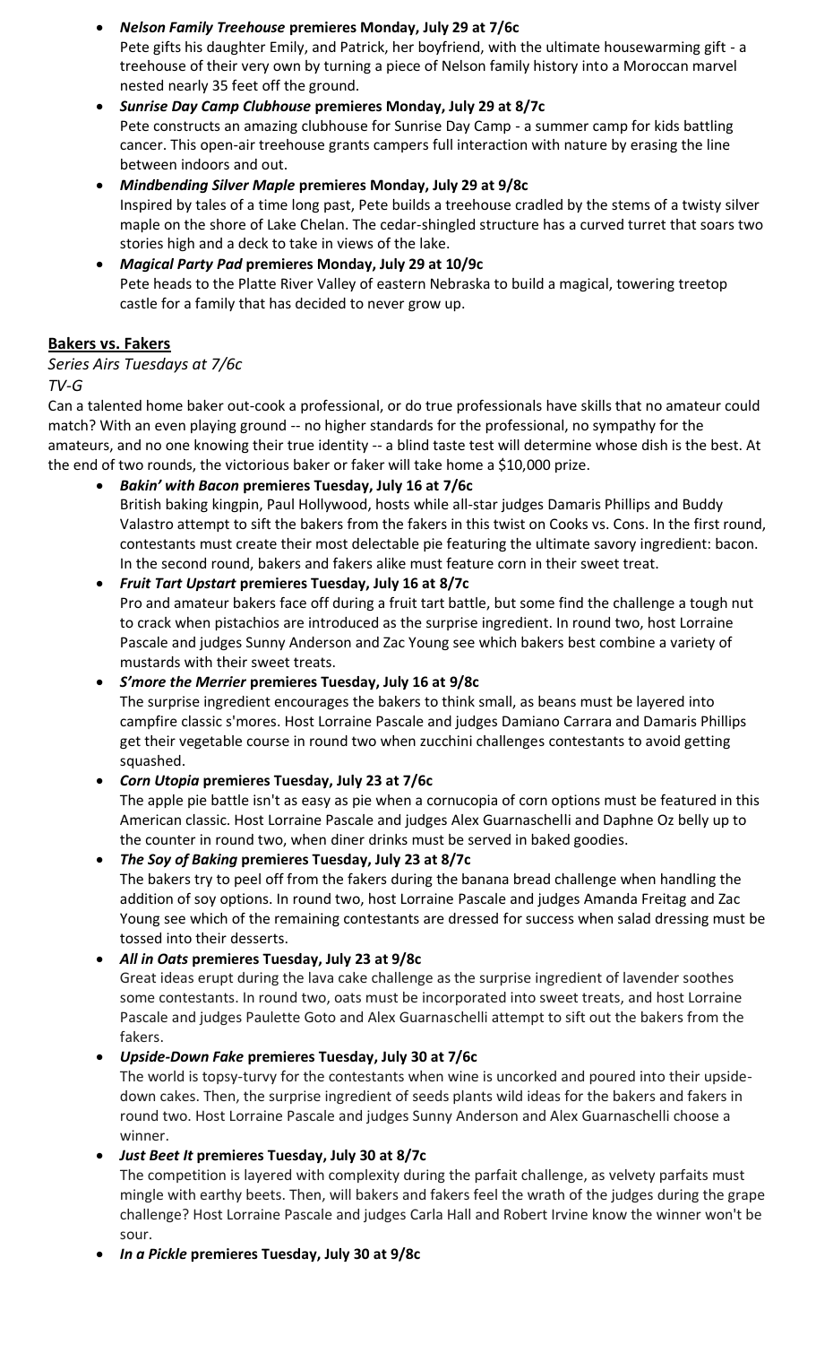- ***Nelson Family Treehouse*** **premieres Monday, July 29 at 7/6c**
  Pete gifts his daughter Emily, and Patrick, her boyfriend, with the ultimate housewarming gift - a treehouse of their very own by turning a piece of Nelson family history into a Moroccan marvel nested nearly 35 feet off the ground.
- ***Sunrise Day Camp Clubhouse*** **premieres Monday, July 29 at 8/7c**
  Pete constructs an amazing clubhouse for Sunrise Day Camp - a summer camp for kids battling cancer. This open-air treehouse grants campers full interaction with nature by erasing the line between indoors and out.
- ***Mindbending Silver Maple*** **premieres Monday, July 29 at 9/8c**
  Inspired by tales of a time long past, Pete builds a treehouse cradled by the stems of a twisty silver maple on the shore of Lake Chelan. The cedar-shingled structure has a curved turret that soars two stories high and a deck to take in views of the lake.
- ***Magical Party Pad*** **premieres Monday, July 29 at 10/9c**
  Pete heads to the Platte River Valley of eastern Nebraska to build a magical, towering treetop castle for a family that has decided to never grow up.

**Bakers vs. Fakers**

*Series Airs Tuesdays at 7/6c*

*TV-G*

Can a talented home baker out-cook a professional, or do true professionals have skills that no amateur could match? With an even playing ground -- no higher standards for the professional, no sympathy for the amateurs, and no one knowing their true identity -- a blind taste test will determine whose dish is the best. At the end of two rounds, the victorious baker or faker will take home a $10,000 prize.

- ***Bakin' with Bacon*** **premieres Tuesday, July 16 at 7/6c**
  British baking kingpin, Paul Hollywood, hosts while all-star judges Damaris Phillips and Buddy Valastro attempt to sift the bakers from the fakers in this twist on Cooks vs. Cons. In the first round, contestants must create their most delectable pie featuring the ultimate savory ingredient: bacon. In the second round, bakers and fakers alike must feature corn in their sweet treat.
- ***Fruit Tart Upstart*** **premieres Tuesday, July 16 at 8/7c**
  Pro and amateur bakers face off during a fruit tart battle, but some find the challenge a tough nut to crack when pistachios are introduced as the surprise ingredient. In round two, host Lorraine Pascale and judges Sunny Anderson and Zac Young see which bakers best combine a variety of mustards with their sweet treats.
- ***S'more the Merrier*** **premieres Tuesday, July 16 at 9/8c**
  The surprise ingredient encourages the bakers to think small, as beans must be layered into campfire classic s'mores. Host Lorraine Pascale and judges Damiano Carrara and Damaris Phillips get their vegetable course in round two when zucchini challenges contestants to avoid getting squashed.
- ***Corn Utopia*** **premieres Tuesday, July 23 at 7/6c**
  The apple pie battle isn't as easy as pie when a cornucopia of corn options must be featured in this American classic. Host Lorraine Pascale and judges Alex Guarnaschelli and Daphne Oz belly up to the counter in round two, when diner drinks must be served in baked goodies.
- ***The Soy of Baking*** **premieres Tuesday, July 23 at 8/7c**
  The bakers try to peel off from the fakers during the banana bread challenge when handling the addition of soy options. In round two, host Lorraine Pascale and judges Amanda Freitag and Zac Young see which of the remaining contestants are dressed for success when salad dressing must be tossed into their desserts.
- ***All in Oats*** **premieres Tuesday, July 23 at 9/8c**
  Great ideas erupt during the lava cake challenge as the surprise ingredient of lavender soothes some contestants. In round two, oats must be incorporated into sweet treats, and host Lorraine Pascale and judges Paulette Goto and Alex Guarnaschelli attempt to sift out the bakers from the fakers.
- ***Upside-Down Fake*** **premieres Tuesday, July 30 at 7/6c**
  The world is topsy-turvy for the contestants when wine is uncorked and poured into their upside-down cakes. Then, the surprise ingredient of seeds plants wild ideas for the bakers and fakers in round two. Host Lorraine Pascale and judges Sunny Anderson and Alex Guarnaschelli choose a winner.
- ***Just Beet It*** **premieres Tuesday, July 30 at 8/7c**
  The competition is layered with complexity during the parfait challenge, as velvety parfaits must mingle with earthy beets. Then, will bakers and fakers feel the wrath of the judges during the grape challenge? Host Lorraine Pascale and judges Carla Hall and Robert Irvine know the winner won't be sour.
- ***In a Pickle*** **premieres Tuesday, July 30 at 9/8c**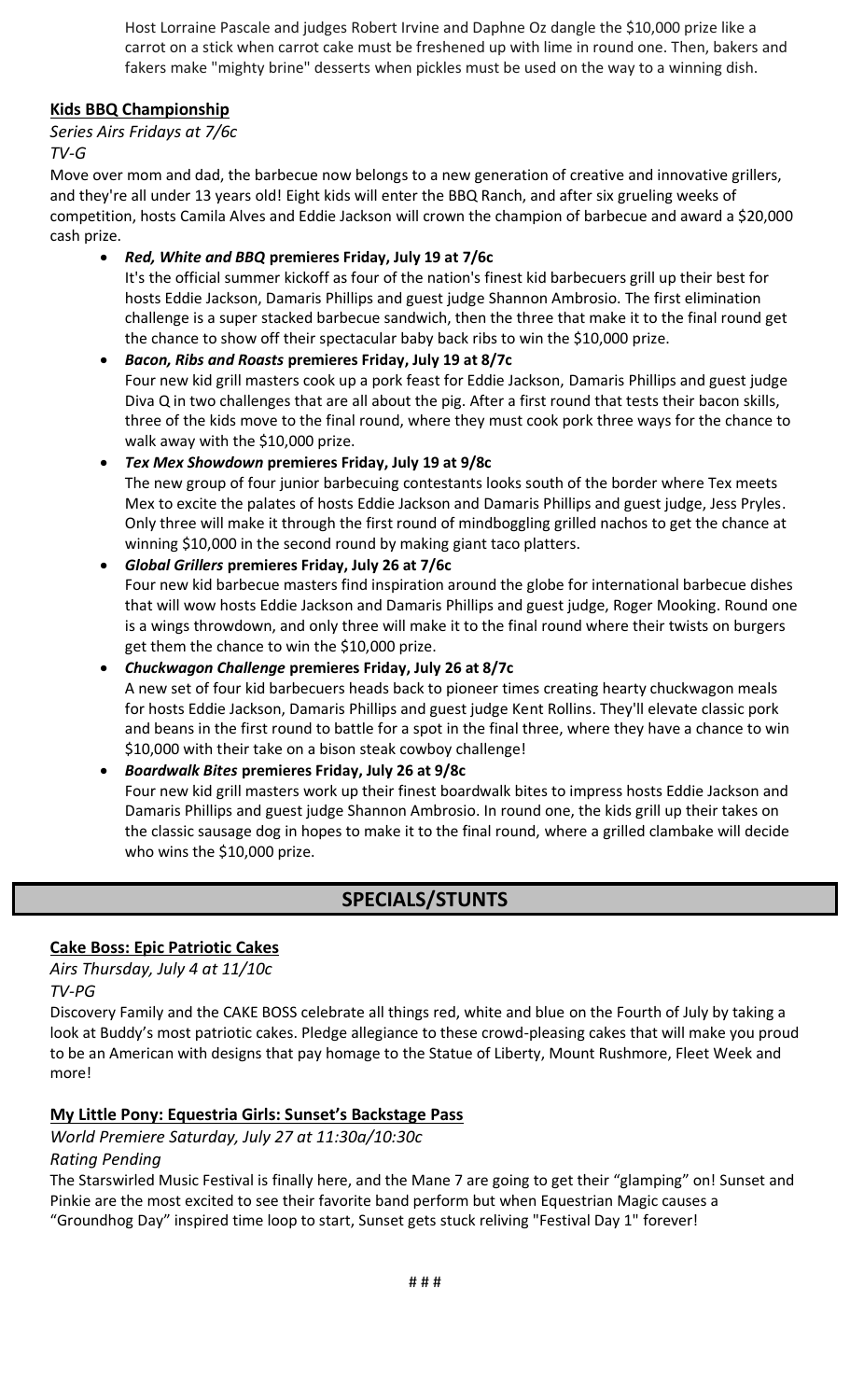Host Lorraine Pascale and judges Robert Irvine and Daphne Oz dangle the $10,000 prize like a carrot on a stick when carrot cake must be freshened up with lime in round one. Then, bakers and fakers make "mighty brine" desserts when pickles must be used on the way to a winning dish.

**Kids BBQ Championship**

*Series Airs Fridays at 7/6c*

*TV-G*

Move over mom and dad, the barbecue now belongs to a new generation of creative and innovative grillers, and they're all under 13 years old! Eight kids will enter the BBQ Ranch, and after six grueling weeks of competition, hosts Camila Alves and Eddie Jackson will crown the champion of barbecue and award a $20,000 cash prize.

- ***Red, White and BBQ* premieres Friday, July 19 at 7/6c**
  It's the official summer kickoff as four of the nation's finest kid barbecuers grill up their best for hosts Eddie Jackson, Damaris Phillips and guest judge Shannon Ambrosio. The first elimination challenge is a super stacked barbecue sandwich, then the three that make it to the final round get the chance to show off their spectacular baby back ribs to win the $10,000 prize.
- ***Bacon, Ribs and Roasts* premieres Friday, July 19 at 8/7c**
  Four new kid grill masters cook up a pork feast for Eddie Jackson, Damaris Phillips and guest judge Diva Q in two challenges that are all about the pig. After a first round that tests their bacon skills, three of the kids move to the final round, where they must cook pork three ways for the chance to walk away with the $10,000 prize.
- ***Tex Mex Showdown* premieres Friday, July 19 at 9/8c**
  The new group of four junior barbecuing contestants looks south of the border where Tex meets Mex to excite the palates of hosts Eddie Jackson and Damaris Phillips and guest judge, Jess Pryles. Only three will make it through the first round of mindboggling grilled nachos to get the chance at winning $10,000 in the second round by making giant taco platters.
- ***Global Grillers* premieres Friday, July 26 at 7/6c**
  Four new kid barbecue masters find inspiration around the globe for international barbecue dishes that will wow hosts Eddie Jackson and Damaris Phillips and guest judge, Roger Mooking. Round one is a wings throwdown, and only three will make it to the final round where their twists on burgers get them the chance to win the $10,000 prize.
- ***Chuckwagon Challenge* premieres Friday, July 26 at 8/7c**
  A new set of four kid barbecuers heads back to pioneer times creating hearty chuckwagon meals for hosts Eddie Jackson, Damaris Phillips and guest judge Kent Rollins. They'll elevate classic pork and beans in the first round to battle for a spot in the final three, where they have a chance to win $10,000 with their take on a bison steak cowboy challenge!
- ***Boardwalk Bites* premieres Friday, July 26 at 9/8c**
  Four new kid grill masters work up their finest boardwalk bites to impress hosts Eddie Jackson and Damaris Phillips and guest judge Shannon Ambrosio. In round one, the kids grill up their takes on the classic sausage dog in hopes to make it to the final round, where a grilled clambake will decide who wins the $10,000 prize.

## SPECIALS/STUNTS

**Cake Boss: Epic Patriotic Cakes**

*Airs Thursday, July 4 at 11/10c*

*TV-PG*

Discovery Family and the CAKE BOSS celebrate all things red, white and blue on the Fourth of July by taking a look at Buddy's most patriotic cakes. Pledge allegiance to these crowd-pleasing cakes that will make you proud to be an American with designs that pay homage to the Statue of Liberty, Mount Rushmore, Fleet Week and more!

**My Little Pony: Equestria Girls: Sunset's Backstage Pass**

*World Premiere Saturday, July 27 at 11:30a/10:30c*

*Rating Pending*

The Starswirled Music Festival is finally here, and the Mane 7 are going to get their "glamping" on! Sunset and Pinkie are the most excited to see their favorite band perform but when Equestrian Magic causes a "Groundhog Day" inspired time loop to start, Sunset gets stuck reliving "Festival Day 1" forever!

# # #